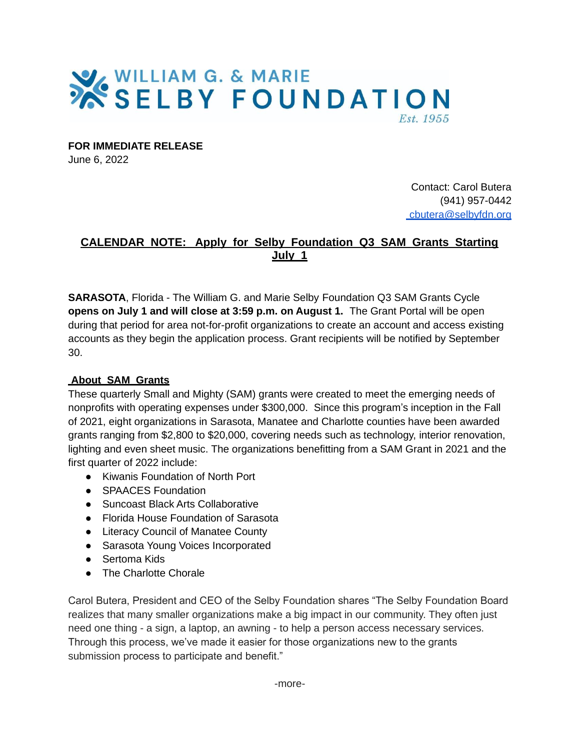# WILLIAM G. & MARIE SELBY FOUNDATION

*Est. 1955*

**FOR IMMEDIATE RELEASE**
June 6, 2022

Contact: Carol Butera
(941) 957-0442
cbutera@selbyfdn.org

## CALENDAR NOTE: Apply for Selby Foundation Q3 SAM Grants Starting July 1

**SARASOTA**, Florida - The William G. and Marie Selby Foundation Q3 SAM Grants Cycle **opens on July 1 and will close at 3:59 p.m. on August 1.** The Grant Portal will be open during that period for area not-for-profit organizations to create an account and access existing accounts as they begin the application process. Grant recipients will be notified by September 30.

### About SAM Grants

These quarterly Small and Mighty (SAM) grants were created to meet the emerging needs of nonprofits with operating expenses under $300,000. Since this program's inception in the Fall of 2021, eight organizations in Sarasota, Manatee and Charlotte counties have been awarded grants ranging from $2,800 to $20,000, covering needs such as technology, interior renovation, lighting and even sheet music. The organizations benefitting from a SAM Grant in 2021 and the first quarter of 2022 include:

- Kiwanis Foundation of North Port
- SPAACES Foundation
- Suncoast Black Arts Collaborative
- Florida House Foundation of Sarasota
- Literacy Council of Manatee County
- Sarasota Young Voices Incorporated
- Sertoma Kids
- The Charlotte Chorale

Carol Butera, President and CEO of the Selby Foundation shares "The Selby Foundation Board realizes that many smaller organizations make a big impact in our community. They often just need one thing - a sign, a laptop, an awning - to help a person access necessary services. Through this process, we've made it easier for those organizations new to the grants submission process to participate and benefit."

-more-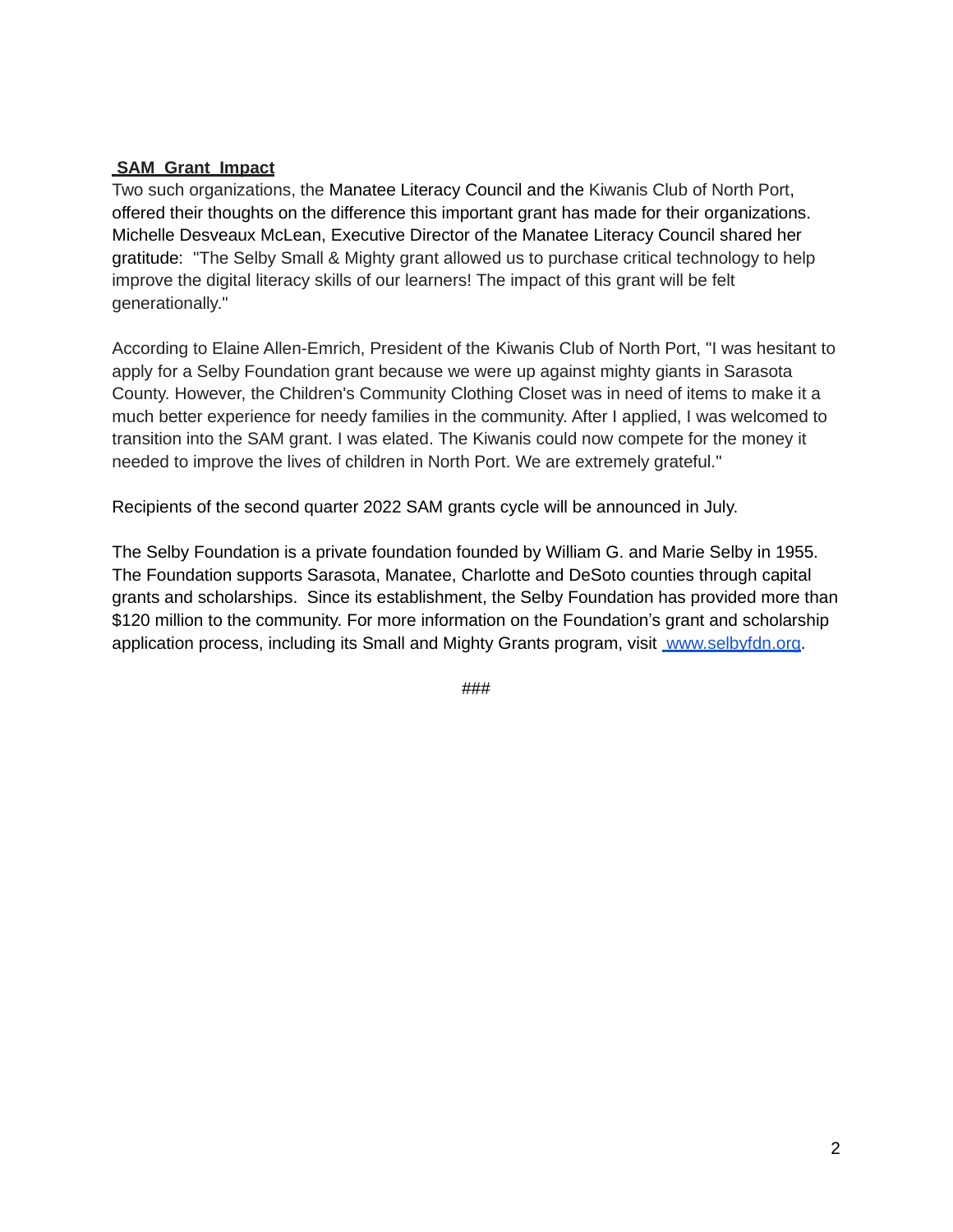**SAM Grant Impact**

Two such organizations, the Manatee Literacy Council and the Kiwanis Club of North Port, offered their thoughts on the difference this important grant has made for their organizations. Michelle Desveaux McLean, Executive Director of the Manatee Literacy Council shared her gratitude: "The Selby Small & Mighty grant allowed us to purchase critical technology to help improve the digital literacy skills of our learners! The impact of this grant will be felt generationally."

According to Elaine Allen-Emrich, President of the Kiwanis Club of North Port, "I was hesitant to apply for a Selby Foundation grant because we were up against mighty giants in Sarasota County. However, the Children's Community Clothing Closet was in need of items to make it a much better experience for needy families in the community. After I applied, I was welcomed to transition into the SAM grant. I was elated. The Kiwanis could now compete for the money it needed to improve the lives of children in North Port. We are extremely grateful."

Recipients of the second quarter 2022 SAM grants cycle will be announced in July.

The Selby Foundation is a private foundation founded by William G. and Marie Selby in 1955. The Foundation supports Sarasota, Manatee, Charlotte and DeSoto counties through capital grants and scholarships. Since its establishment, the Selby Foundation has provided more than $120 million to the community. For more information on the Foundation's grant and scholarship application process, including its Small and Mighty Grants program, visit [www.selbyfdn.org](http://www.selbyfdn.org).

###